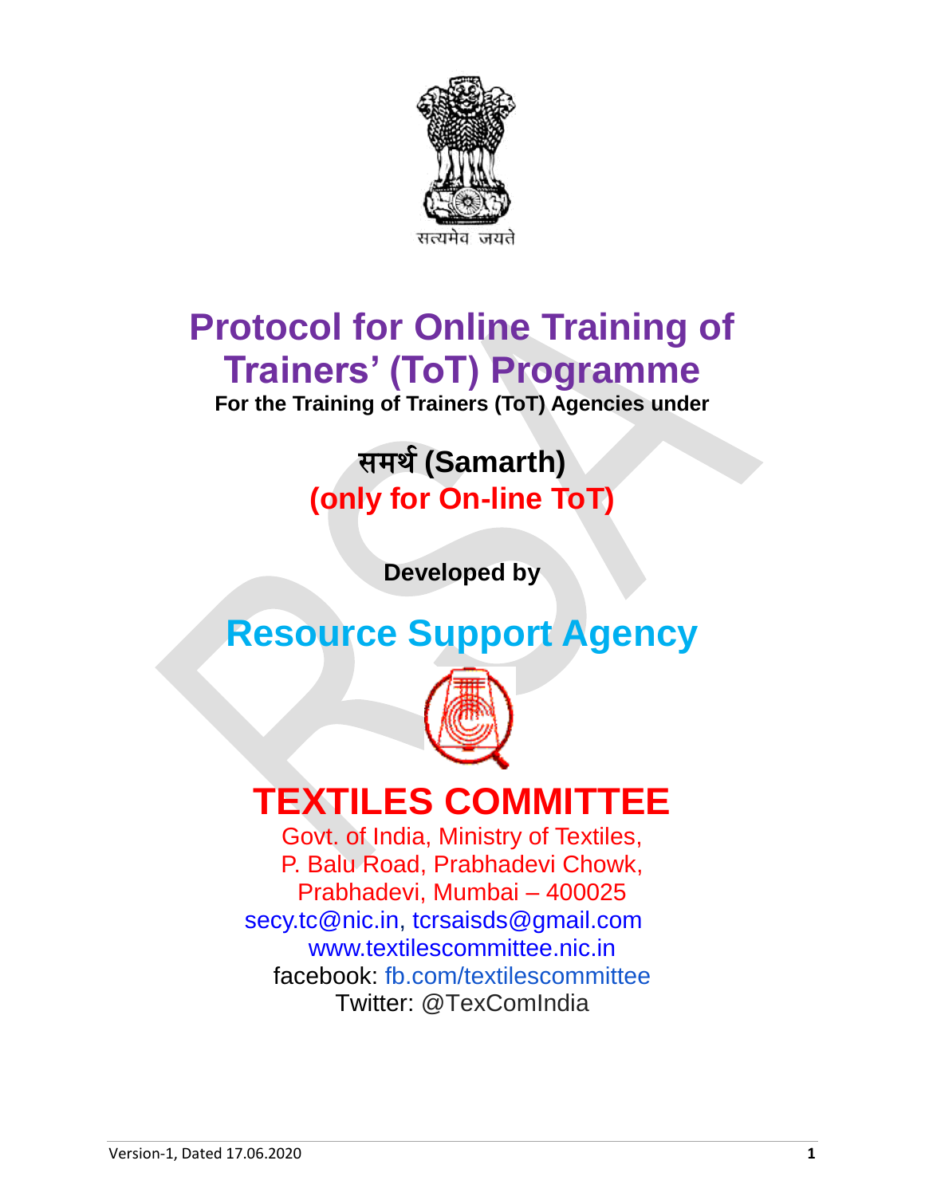सत्यमेव जयते

# Protocol for Online Training of Trainers' (ToT) Programme

**For the Training of Trainers (ToT) Agencies under**

## समर्थ (Samarth)

## (only for On-line ToT)

**Developed by**

## Resource Support Agency

# TEXTILES COMMITTEE

Govt. of India, Ministry of Textiles,
P. Balu Road, Prabhadevi Chowk,
Prabhadevi, Mumbai – 400025
secy.tc@nic.in, tcrsaisds@gmail.com
www.textilescommittee.nic.in
facebook: fb.com/textilescommittee
Twitter: @TexComIndia

Version-1, Dated 17.06.2020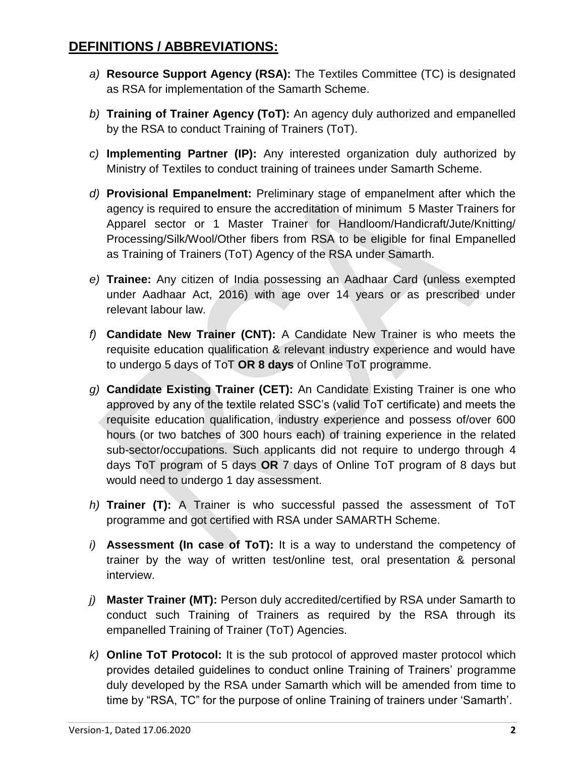## **DEFINITIONS / ABBREVIATIONS:**

*a)* **Resource Support Agency (RSA):** The Textiles Committee (TC) is designated as RSA for implementation of the Samarth Scheme.

*b)* **Training of Trainer Agency (ToT):** An agency duly authorized and empanelled by the RSA to conduct Training of Trainers (ToT).

*c)* **Implementing Partner (IP):** Any interested organization duly authorized by Ministry of Textiles to conduct training of trainees under Samarth Scheme.

*d)* **Provisional Empanelment:** Preliminary stage of empanelment after which the agency is required to ensure the accreditation of minimum 5 Master Trainers for Apparel sector or 1 Master Trainer for Handloom/Handicraft/Jute/Knitting/ Processing/Silk/Wool/Other fibers from RSA to be eligible for final Empanelled as Training of Trainers (ToT) Agency of the RSA under Samarth.

*e)* **Trainee:** Any citizen of India possessing an Aadhaar Card (unless exempted under Aadhaar Act, 2016) with age over 14 years or as prescribed under relevant labour law.

*f)* **Candidate New Trainer (CNT):** A Candidate New Trainer is who meets the requisite education qualification & relevant industry experience and would have to undergo 5 days of ToT **OR 8 days** of Online ToT programme.

*g)* **Candidate Existing Trainer (CET):** An Candidate Existing Trainer is one who approved by any of the textile related SSC's (valid ToT certificate) and meets the requisite education qualification, industry experience and possess of/over 600 hours (or two batches of 300 hours each) of training experience in the related sub-sector/occupations. Such applicants did not require to undergo through 4 days ToT program of 5 days **OR** 7 days of Online ToT program of 8 days but would need to undergo 1 day assessment.

*h)* **Trainer (T):** A Trainer is who successful passed the assessment of ToT programme and got certified with RSA under SAMARTH Scheme.

*i)* **Assessment (In case of ToT):** It is a way to understand the competency of trainer by the way of written test/online test, oral presentation & personal interview.

*j)* **Master Trainer (MT):** Person duly accredited/certified by RSA under Samarth to conduct such Training of Trainers as required by the RSA through its empanelled Training of Trainer (ToT) Agencies.

*k)* **Online ToT Protocol:** It is the sub protocol of approved master protocol which provides detailed guidelines to conduct online Training of Trainers' programme duly developed by the RSA under Samarth which will be amended from time to time by "RSA, TC" for the purpose of online Training of trainers under 'Samarth'.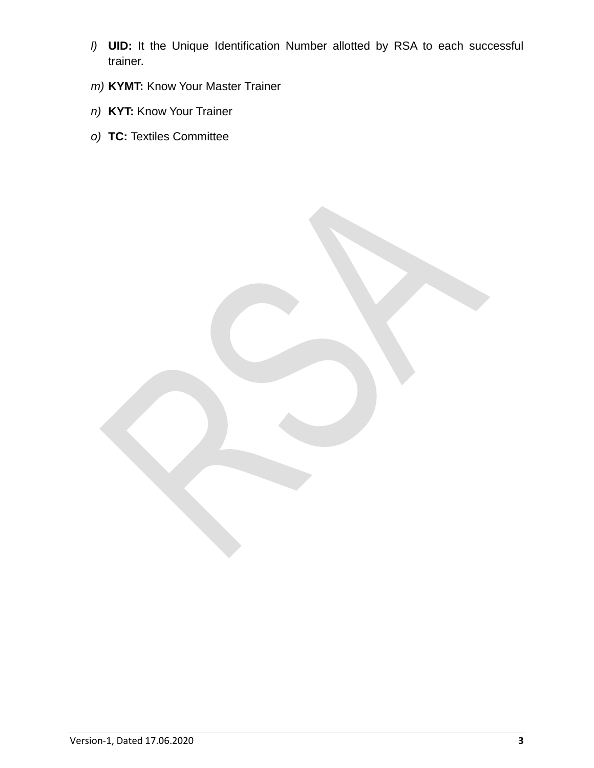*l)* **UID:** It the Unique Identification Number allotted by RSA to each successful trainer.

*m)* **KYMT:** Know Your Master Trainer

*n)* **KYT:** Know Your Trainer

*o)* **TC:** Textiles Committee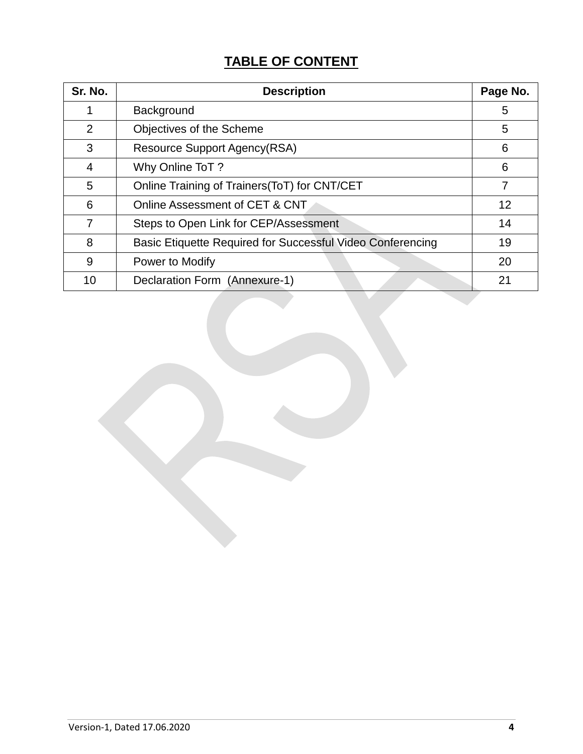## TABLE OF CONTENT

| Sr. No. | Description | Page No. |
|---|---|---|
| 1 | Background | 5 |
| 2 | Objectives of the Scheme | 5 |
| 3 | Resource Support Agency(RSA) | 6 |
| 4 | Why Online ToT ? | 6 |
| 5 | Online Training of Trainers(ToT) for CNT/CET | 7 |
| 6 | Online Assessment of CET & CNT | 12 |
| 7 | Steps to Open Link for CEP/Assessment | 14 |
| 8 | Basic Etiquette Required for Successful Video Conferencing | 19 |
| 9 | Power to Modify | 20 |
| 10 | Declaration Form (Annexure-1) | 21 |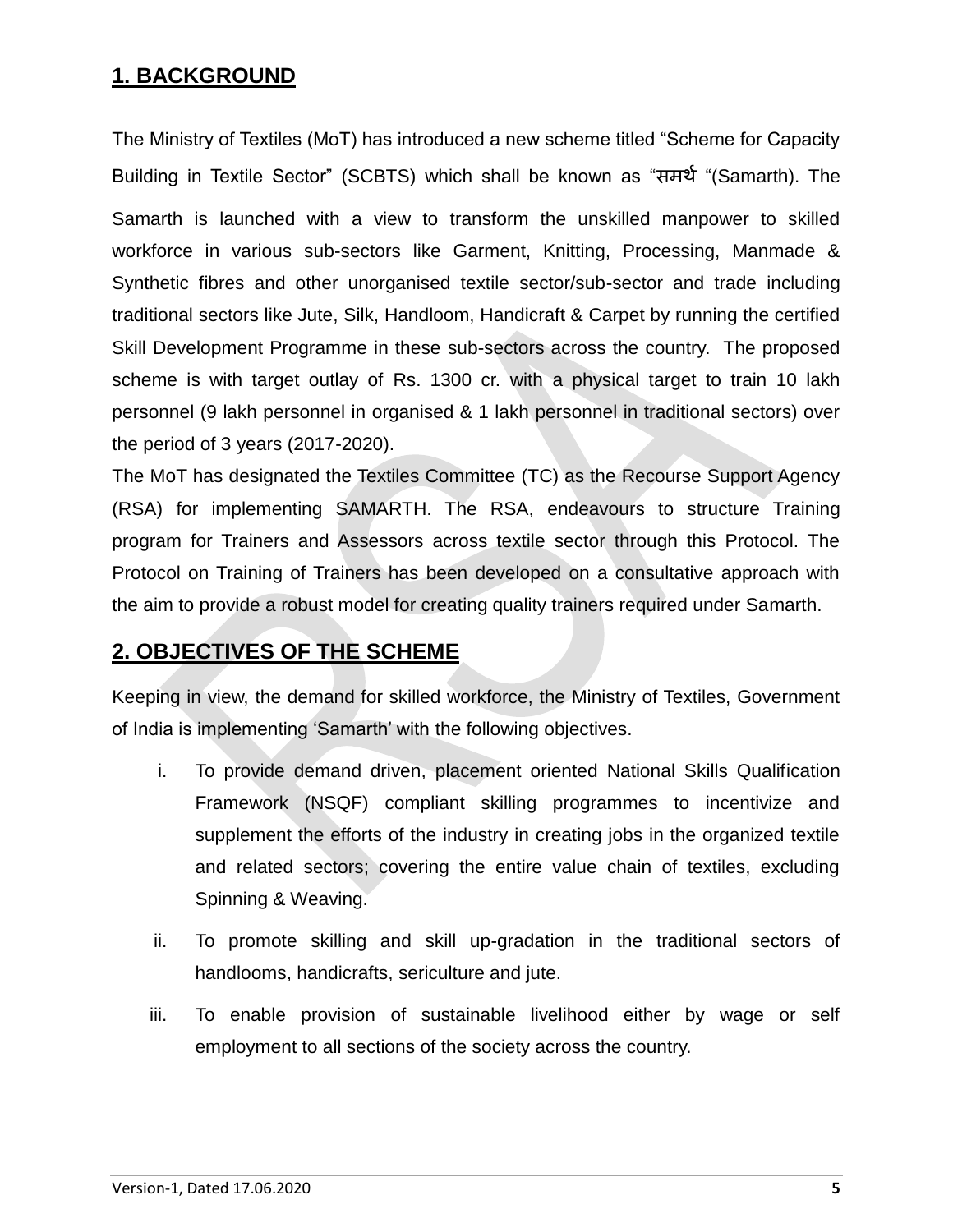## 1. BACKGROUND

The Ministry of Textiles (MoT) has introduced a new scheme titled "Scheme for Capacity Building in Textile Sector" (SCBTS) which shall be known as "समर्थ "(Samarth). The Samarth is launched with a view to transform the unskilled manpower to skilled workforce in various sub-sectors like Garment, Knitting, Processing, Manmade & Synthetic fibres and other unorganised textile sector/sub-sector and trade including traditional sectors like Jute, Silk, Handloom, Handicraft & Carpet by running the certified Skill Development Programme in these sub-sectors across the country. The proposed scheme is with target outlay of Rs. 1300 cr. with a physical target to train 10 lakh personnel (9 lakh personnel in organised & 1 lakh personnel in traditional sectors) over the period of 3 years (2017-2020).

The MoT has designated the Textiles Committee (TC) as the Recourse Support Agency (RSA) for implementing SAMARTH. The RSA, endeavours to structure Training program for Trainers and Assessors across textile sector through this Protocol. The Protocol on Training of Trainers has been developed on a consultative approach with the aim to provide a robust model for creating quality trainers required under Samarth.

## 2. OBJECTIVES OF THE SCHEME

Keeping in view, the demand for skilled workforce, the Ministry of Textiles, Government of India is implementing 'Samarth' with the following objectives.

i. To provide demand driven, placement oriented National Skills Qualification Framework (NSQF) compliant skilling programmes to incentivize and supplement the efforts of the industry in creating jobs in the organized textile and related sectors; covering the entire value chain of textiles, excluding Spinning & Weaving.

ii. To promote skilling and skill up-gradation in the traditional sectors of handlooms, handicrafts, sericulture and jute.

iii. To enable provision of sustainable livelihood either by wage or self employment to all sections of the society across the country.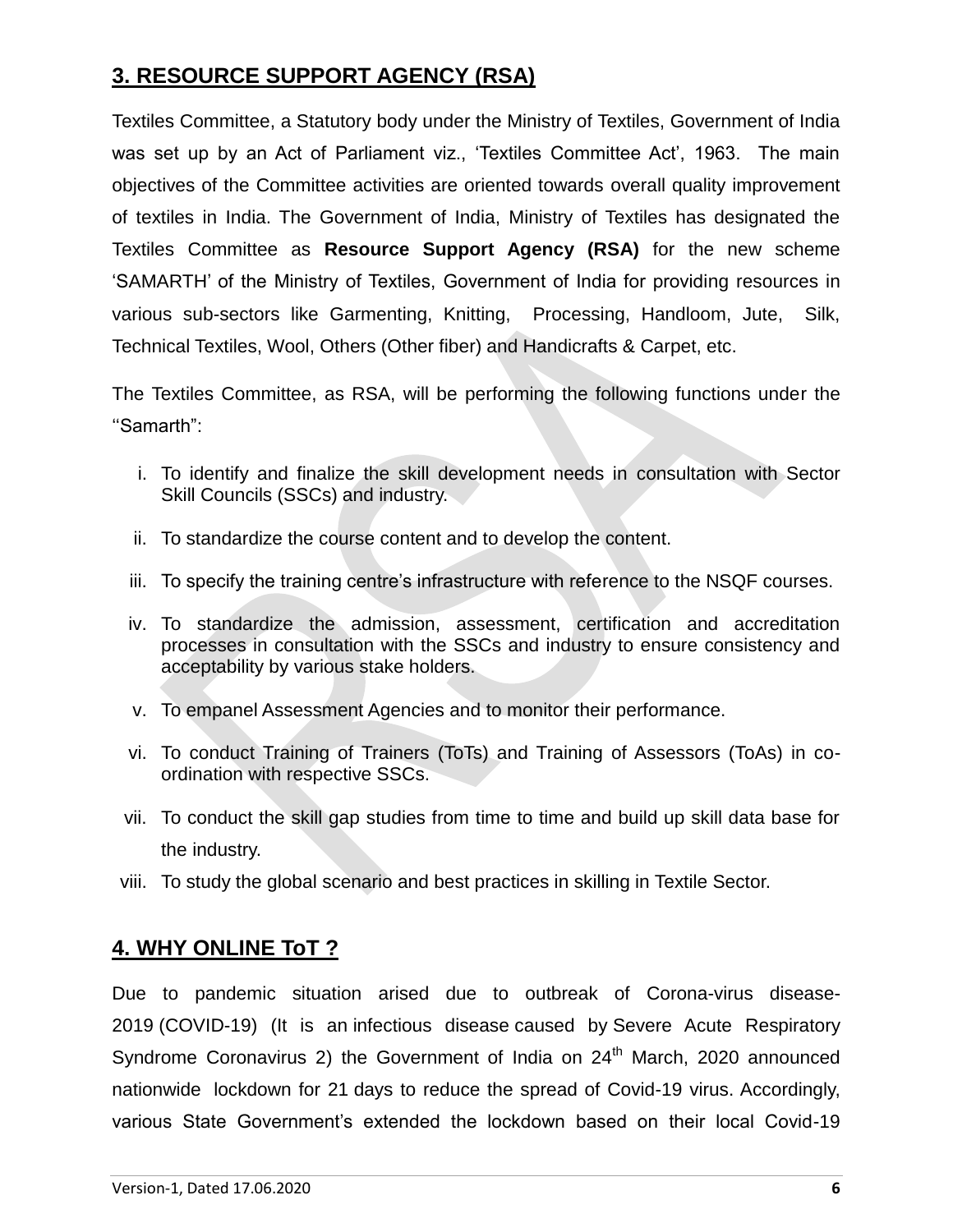## 3. RESOURCE SUPPORT AGENCY (RSA)

Textiles Committee, a Statutory body under the Ministry of Textiles, Government of India was set up by an Act of Parliament viz., 'Textiles Committee Act', 1963. The main objectives of the Committee activities are oriented towards overall quality improvement of textiles in India. The Government of India, Ministry of Textiles has designated the Textiles Committee as **Resource Support Agency (RSA)** for the new scheme 'SAMARTH' of the Ministry of Textiles, Government of India for providing resources in various sub-sectors like Garmenting, Knitting, Processing, Handloom, Jute, Silk, Technical Textiles, Wool, Others (Other fiber) and Handicrafts & Carpet, etc.

The Textiles Committee, as RSA, will be performing the following functions under the ''Samarth":

i. To identify and finalize the skill development needs in consultation with Sector Skill Councils (SSCs) and industry.

ii. To standardize the course content and to develop the content.

iii. To specify the training centre's infrastructure with reference to the NSQF courses.

iv. To standardize the admission, assessment, certification and accreditation processes in consultation with the SSCs and industry to ensure consistency and acceptability by various stake holders.

v. To empanel Assessment Agencies and to monitor their performance.

vi. To conduct Training of Trainers (ToTs) and Training of Assessors (ToAs) in co-ordination with respective SSCs.

vii. To conduct the skill gap studies from time to time and build up skill data base for the industry.

viii. To study the global scenario and best practices in skilling in Textile Sector.

## 4. WHY ONLINE ToT ?

Due to pandemic situation arised due to outbreak of Corona-virus disease-2019 (COVID-19) (It is an infectious disease caused by Severe Acute Respiratory Syndrome Coronavirus 2) the Government of India on 24th March, 2020 announced nationwide lockdown for 21 days to reduce the spread of Covid-19 virus. Accordingly, various State Government's extended the lockdown based on their local Covid-19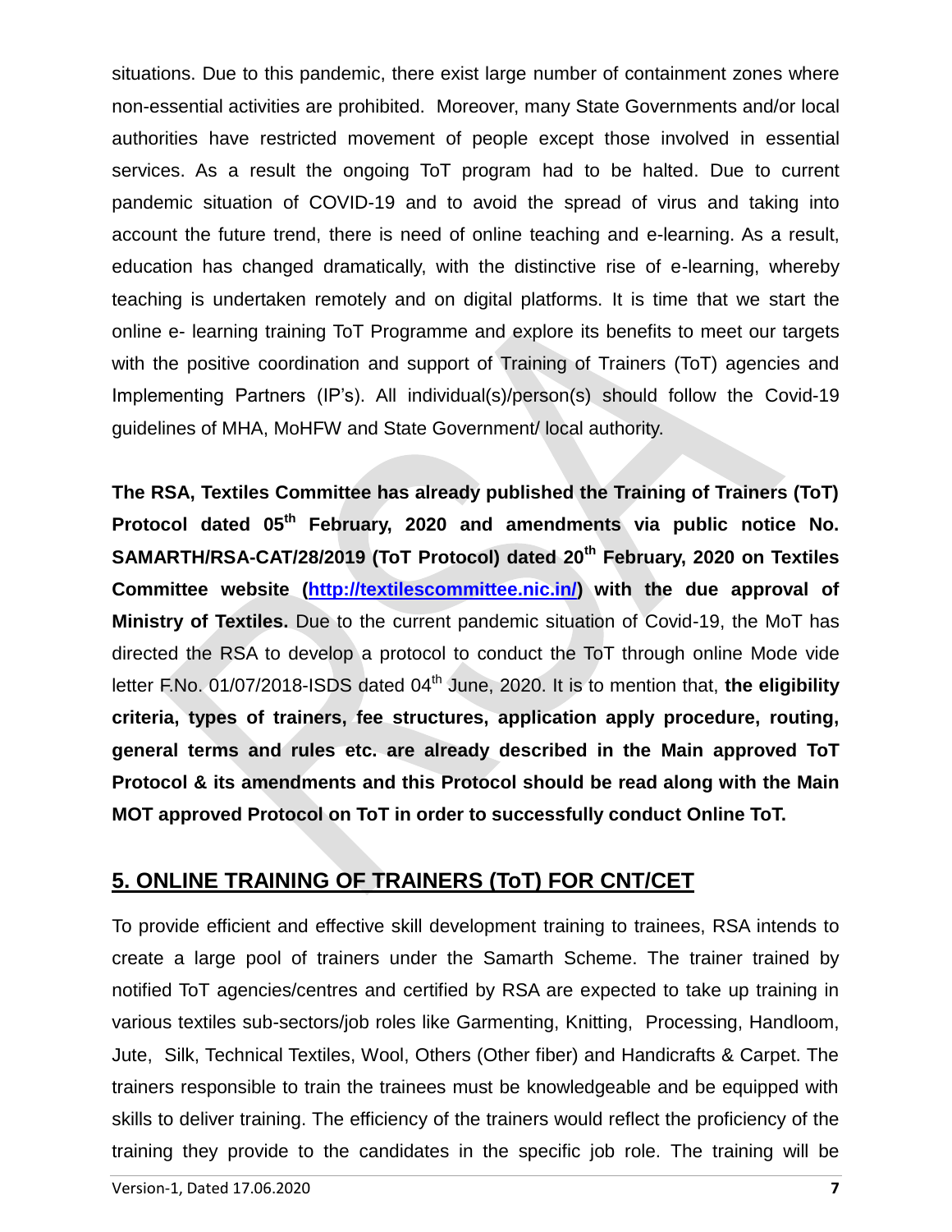situations. Due to this pandemic, there exist large number of containment zones where non-essential activities are prohibited. Moreover, many State Governments and/or local authorities have restricted movement of people except those involved in essential services. As a result the ongoing ToT program had to be halted. Due to current pandemic situation of COVID-19 and to avoid the spread of virus and taking into account the future trend, there is need of online teaching and e-learning. As a result, education has changed dramatically, with the distinctive rise of e-learning, whereby teaching is undertaken remotely and on digital platforms. It is time that we start the online e- learning training ToT Programme and explore its benefits to meet our targets with the positive coordination and support of Training of Trainers (ToT) agencies and Implementing Partners (IP's). All individual(s)/person(s) should follow the Covid-19 guidelines of MHA, MoHFW and State Government/ local authority.

**The RSA, Textiles Committee has already published the Training of Trainers (ToT) Protocol dated 05th February, 2020 and amendments via public notice No. SAMARTH/RSA-CAT/28/2019 (ToT Protocol) dated 20th February, 2020 on Textiles Committee website ([http://textilescommittee.nic.in/](http://textilescommittee.nic.in/)) with the due approval of Ministry of Textiles.** Due to the current pandemic situation of Covid-19, the MoT has directed the RSA to develop a protocol to conduct the ToT through online Mode vide letter F.No. 01/07/2018-ISDS dated 04th June, 2020. It is to mention that, **the eligibility criteria, types of trainers, fee structures, application apply procedure, routing, general terms and rules etc. are already described in the Main approved ToT Protocol & its amendments and this Protocol should be read along with the Main MOT approved Protocol on ToT in order to successfully conduct Online ToT.**

## 5. ONLINE TRAINING OF TRAINERS (ToT) FOR CNT/CET

To provide efficient and effective skill development training to trainees, RSA intends to create a large pool of trainers under the Samarth Scheme. The trainer trained by notified ToT agencies/centres and certified by RSA are expected to take up training in various textiles sub-sectors/job roles like Garmenting, Knitting, Processing, Handloom, Jute, Silk, Technical Textiles, Wool, Others (Other fiber) and Handicrafts & Carpet. The trainers responsible to train the trainees must be knowledgeable and be equipped with skills to deliver training. The efficiency of the trainers would reflect the proficiency of the training they provide to the candidates in the specific job role. The training will be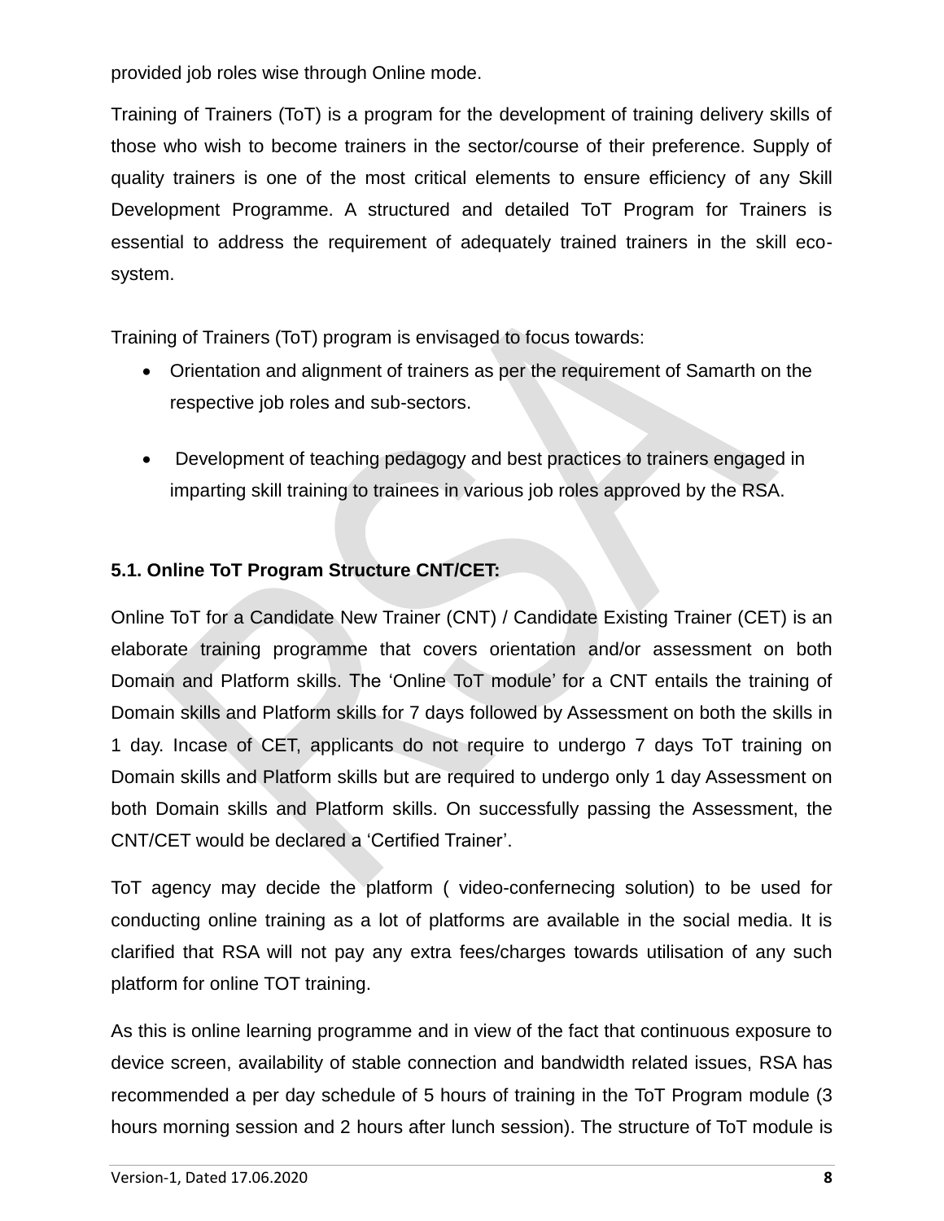provided job roles wise through Online mode.

Training of Trainers (ToT) is a program for the development of training delivery skills of those who wish to become trainers in the sector/course of their preference. Supply of quality trainers is one of the most critical elements to ensure efficiency of any Skill Development Programme. A structured and detailed ToT Program for Trainers is essential to address the requirement of adequately trained trainers in the skill eco-system.

Training of Trainers (ToT) program is envisaged to focus towards:

- Orientation and alignment of trainers as per the requirement of Samarth on the respective job roles and sub-sectors.
- Development of teaching pedagogy and best practices to trainers engaged in imparting skill training to trainees in various job roles approved by the RSA.

### 5.1. Online ToT Program Structure CNT/CET:

Online ToT for a Candidate New Trainer (CNT) / Candidate Existing Trainer (CET) is an elaborate training programme that covers orientation and/or assessment on both Domain and Platform skills. The 'Online ToT module' for a CNT entails the training of Domain skills and Platform skills for 7 days followed by Assessment on both the skills in 1 day. Incase of CET, applicants do not require to undergo 7 days ToT training on Domain skills and Platform skills but are required to undergo only 1 day Assessment on both Domain skills and Platform skills. On successfully passing the Assessment, the CNT/CET would be declared a 'Certified Trainer'.

ToT agency may decide the platform ( video-confernecing solution) to be used for conducting online training as a lot of platforms are available in the social media. It is clarified that RSA will not pay any extra fees/charges towards utilisation of any such platform for online TOT training.

As this is online learning programme and in view of the fact that continuous exposure to device screen, availability of stable connection and bandwidth related issues, RSA has recommended a per day schedule of 5 hours of training in the ToT Program module (3 hours morning session and 2 hours after lunch session). The structure of ToT module is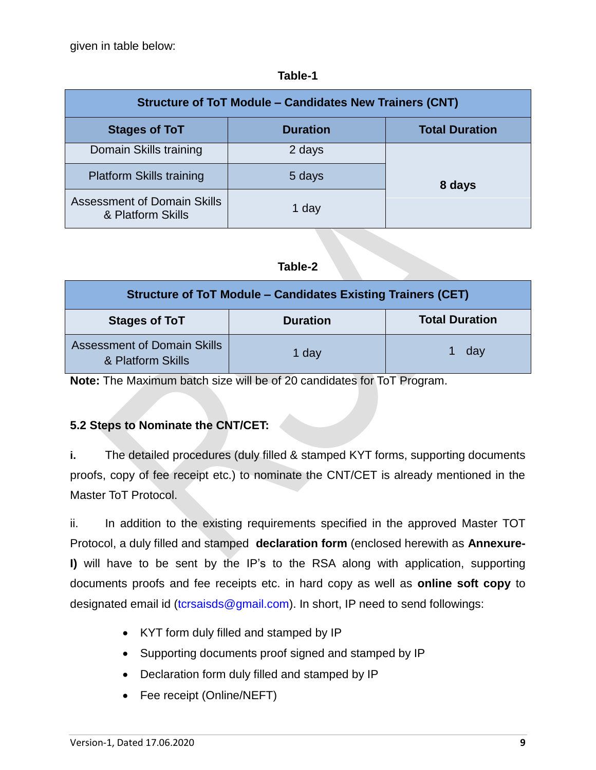given in table below:

**Table-1**

| Structure of ToT Module – Candidates New Trainers (CNT) | | |
|---|---|---|
| **Stages of ToT** | **Duration** | **Total Duration** |
| Domain Skills training | 2 days | **8 days** |
| Platform Skills training | 5 days | |
| Assessment of Domain Skills & Platform Skills | 1 day | |

**Table-2**

| Structure of ToT Module – Candidates Existing Trainers (CET) | | |
|---|---|---|
| **Stages of ToT** | **Duration** | **Total Duration** |
| Assessment of Domain Skills & Platform Skills | 1 day | 1 day |

**Note:** The Maximum batch size will be of 20 candidates for ToT Program.

### 5.2 Steps to Nominate the CNT/CET:

**i.** The detailed procedures (duly filled & stamped KYT forms, supporting documents proofs, copy of fee receipt etc.) to nominate the CNT/CET is already mentioned in the Master ToT Protocol.

ii. In addition to the existing requirements specified in the approved Master TOT Protocol, a duly filled and stamped **declaration form** (enclosed herewith as **Annexure-I)** will have to be sent by the IP's to the RSA along with application, supporting documents proofs and fee receipts etc. in hard copy as well as **online soft copy** to designated email id (tcrsaisds@gmail.com). In short, IP need to send followings:

- KYT form duly filled and stamped by IP
- Supporting documents proof signed and stamped by IP
- Declaration form duly filled and stamped by IP
- Fee receipt (Online/NEFT)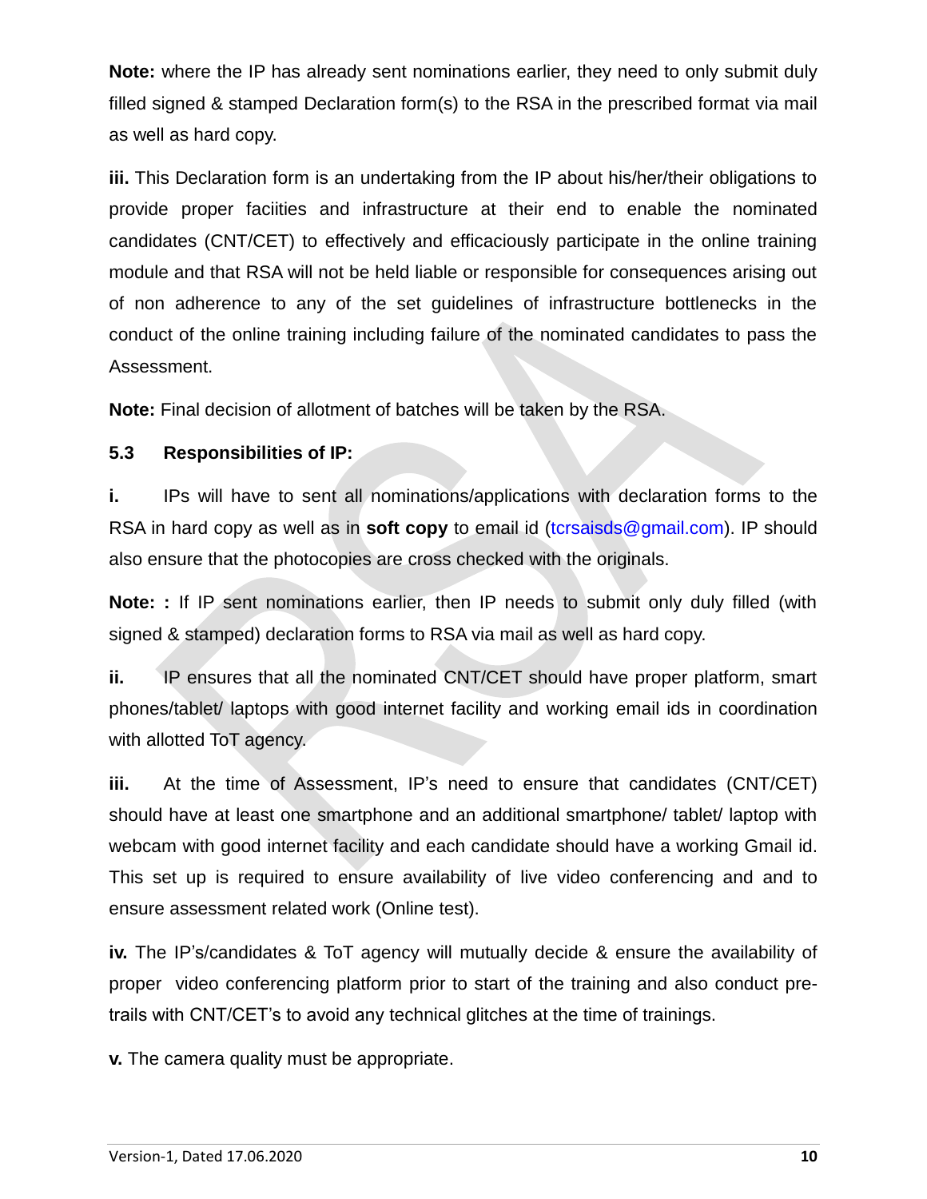**Note:** where the IP has already sent nominations earlier, they need to only submit duly filled signed & stamped Declaration form(s) to the RSA in the prescribed format via mail as well as hard copy.

**iii.** This Declaration form is an undertaking from the IP about his/her/their obligations to provide proper faciities and infrastructure at their end to enable the nominated candidates (CNT/CET) to effectively and efficaciously participate in the online training module and that RSA will not be held liable or responsible for consequences arising out of non adherence to any of the set guidelines of infrastructure bottlenecks in the conduct of the online training including failure of the nominated candidates to pass the Assessment.

**Note:** Final decision of allotment of batches will be taken by the RSA.

### 5.3 Responsibilities of IP:

**i.** IPs will have to sent all nominations/applications with declaration forms to the RSA in hard copy as well as in **soft copy** to email id (tcrsaisds@gmail.com). IP should also ensure that the photocopies are cross checked with the originals.

**Note: :** If IP sent nominations earlier, then IP needs to submit only duly filled (with signed & stamped) declaration forms to RSA via mail as well as hard copy.

**ii.** IP ensures that all the nominated CNT/CET should have proper platform, smart phones/tablet/ laptops with good internet facility and working email ids in coordination with allotted ToT agency.

**iii.** At the time of Assessment, IP's need to ensure that candidates (CNT/CET) should have at least one smartphone and an additional smartphone/ tablet/ laptop with webcam with good internet facility and each candidate should have a working Gmail id. This set up is required to ensure availability of live video conferencing and and to ensure assessment related work (Online test).

**iv.** The IP's/candidates & ToT agency will mutually decide & ensure the availability of proper video conferencing platform prior to start of the training and also conduct pre-trails with CNT/CET's to avoid any technical glitches at the time of trainings.

**v.** The camera quality must be appropriate.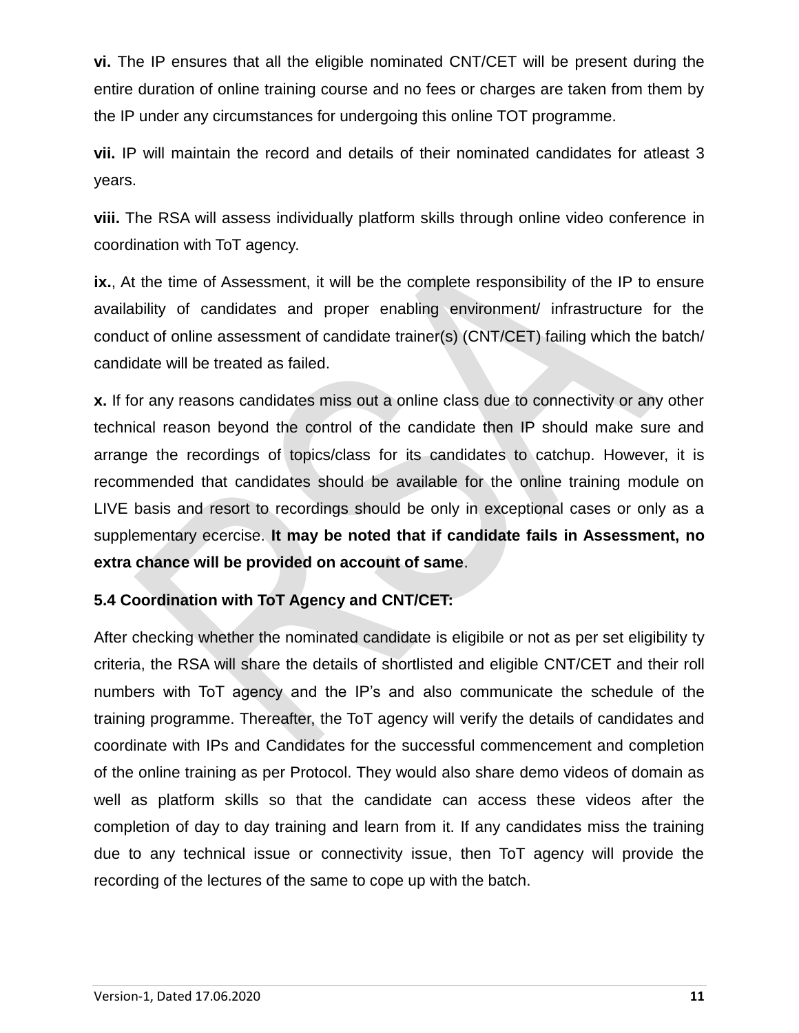**vi.** The IP ensures that all the eligible nominated CNT/CET will be present during the entire duration of online training course and no fees or charges are taken from them by the IP under any circumstances for undergoing this online TOT programme.

**vii.** IP will maintain the record and details of their nominated candidates for atleast 3 years.

**viii.** The RSA will assess individually platform skills through online video conference in coordination with ToT agency.

**ix.**, At the time of Assessment, it will be the complete responsibility of the IP to ensure availability of candidates and proper enabling environment/ infrastructure for the conduct of online assessment of candidate trainer(s) (CNT/CET) failing which the batch/ candidate will be treated as failed.

**x.** If for any reasons candidates miss out a online class due to connectivity or any other technical reason beyond the control of the candidate then IP should make sure and arrange the recordings of topics/class for its candidates to catchup. However, it is recommended that candidates should be available for the online training module on LIVE basis and resort to recordings should be only in exceptional cases or only as a supplementary ecercise. **It may be noted that if candidate fails in Assessment, no extra chance will be provided on account of same**.

**5.4 Coordination with ToT Agency and CNT/CET:**

After checking whether the nominated candidate is eligibile or not as per set eligibility ty criteria, the RSA will share the details of shortlisted and eligible CNT/CET and their roll numbers with ToT agency and the IP's and also communicate the schedule of the training programme. Thereafter, the ToT agency will verify the details of candidates and coordinate with IPs and Candidates for the successful commencement and completion of the online training as per Protocol. They would also share demo videos of domain as well as platform skills so that the candidate can access these videos after the completion of day to day training and learn from it. If any candidates miss the training due to any technical issue or connectivity issue, then ToT agency will provide the recording of the lectures of the same to cope up with the batch.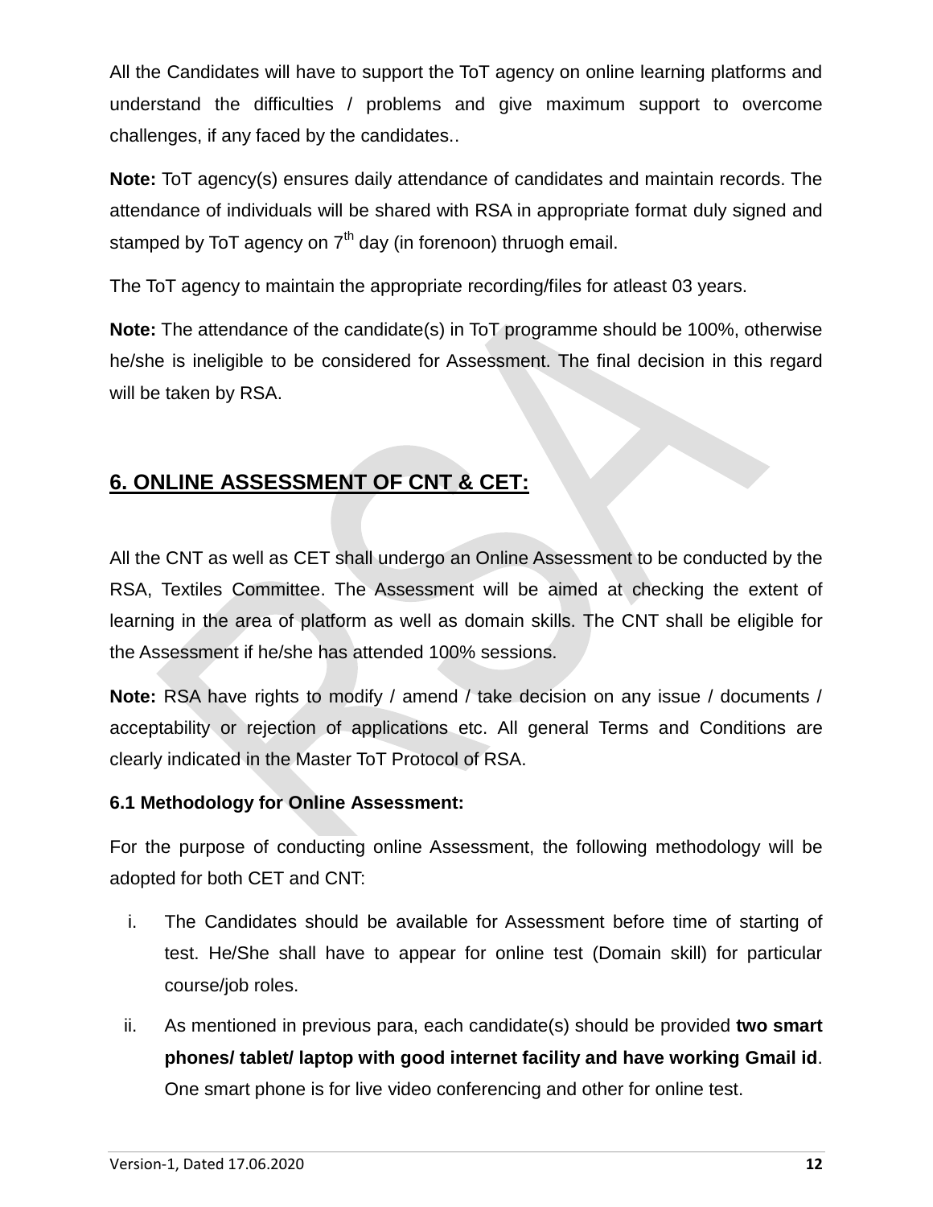All the Candidates will have to support the ToT agency on online learning platforms and understand the difficulties / problems and give maximum support to overcome challenges, if any faced by the candidates..

**Note:** ToT agency(s) ensures daily attendance of candidates and maintain records. The attendance of individuals will be shared with RSA in appropriate format duly signed and stamped by ToT agency on 7th day (in forenoon) thruogh email.

The ToT agency to maintain the appropriate recording/files for atleast 03 years.

**Note:** The attendance of the candidate(s) in ToT programme should be 100%, otherwise he/she is ineligible to be considered for Assessment. The final decision in this regard will be taken by RSA.

## 6. ONLINE ASSESSMENT OF CNT & CET:

All the CNT as well as CET shall undergo an Online Assessment to be conducted by the RSA, Textiles Committee. The Assessment will be aimed at checking the extent of learning in the area of platform as well as domain skills. The CNT shall be eligible for the Assessment if he/she has attended 100% sessions.

**Note:** RSA have rights to modify / amend / take decision on any issue / documents / acceptability or rejection of applications etc. All general Terms and Conditions are clearly indicated in the Master ToT Protocol of RSA.

### 6.1 Methodology for Online Assessment:

For the purpose of conducting online Assessment, the following methodology will be adopted for both CET and CNT:

i. The Candidates should be available for Assessment before time of starting of test. He/She shall have to appear for online test (Domain skill) for particular course/job roles.

ii. As mentioned in previous para, each candidate(s) should be provided **two smart phones/ tablet/ laptop with good internet facility and have working Gmail id**. One smart phone is for live video conferencing and other for online test.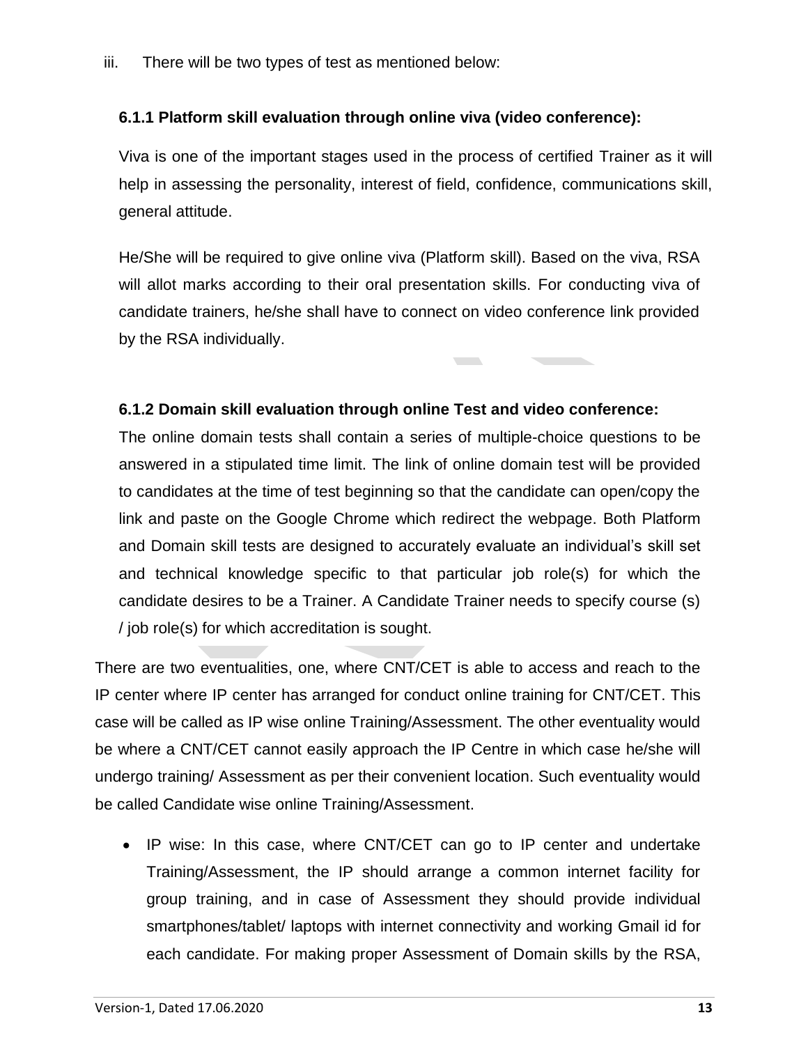iii. There will be two types of test as mentioned below:

### 6.1.1 Platform skill evaluation through online viva (video conference):

Viva is one of the important stages used in the process of certified Trainer as it will help in assessing the personality, interest of field, confidence, communications skill, general attitude.

He/She will be required to give online viva (Platform skill). Based on the viva, RSA will allot marks according to their oral presentation skills. For conducting viva of candidate trainers, he/she shall have to connect on video conference link provided by the RSA individually.

### 6.1.2 Domain skill evaluation through online Test and video conference:

The online domain tests shall contain a series of multiple-choice questions to be answered in a stipulated time limit. The link of online domain test will be provided to candidates at the time of test beginning so that the candidate can open/copy the link and paste on the Google Chrome which redirect the webpage. Both Platform and Domain skill tests are designed to accurately evaluate an individual's skill set and technical knowledge specific to that particular job role(s) for which the candidate desires to be a Trainer. A Candidate Trainer needs to specify course (s) / job role(s) for which accreditation is sought.

There are two eventualities, one, where CNT/CET is able to access and reach to the IP center where IP center has arranged for conduct online training for CNT/CET. This case will be called as IP wise online Training/Assessment. The other eventuality would be where a CNT/CET cannot easily approach the IP Centre in which case he/she will undergo training/ Assessment as per their convenient location. Such eventuality would be called Candidate wise online Training/Assessment.

- IP wise: In this case, where CNT/CET can go to IP center and undertake Training/Assessment, the IP should arrange a common internet facility for group training, and in case of Assessment they should provide individual smartphones/tablet/ laptops with internet connectivity and working Gmail id for each candidate. For making proper Assessment of Domain skills by the RSA,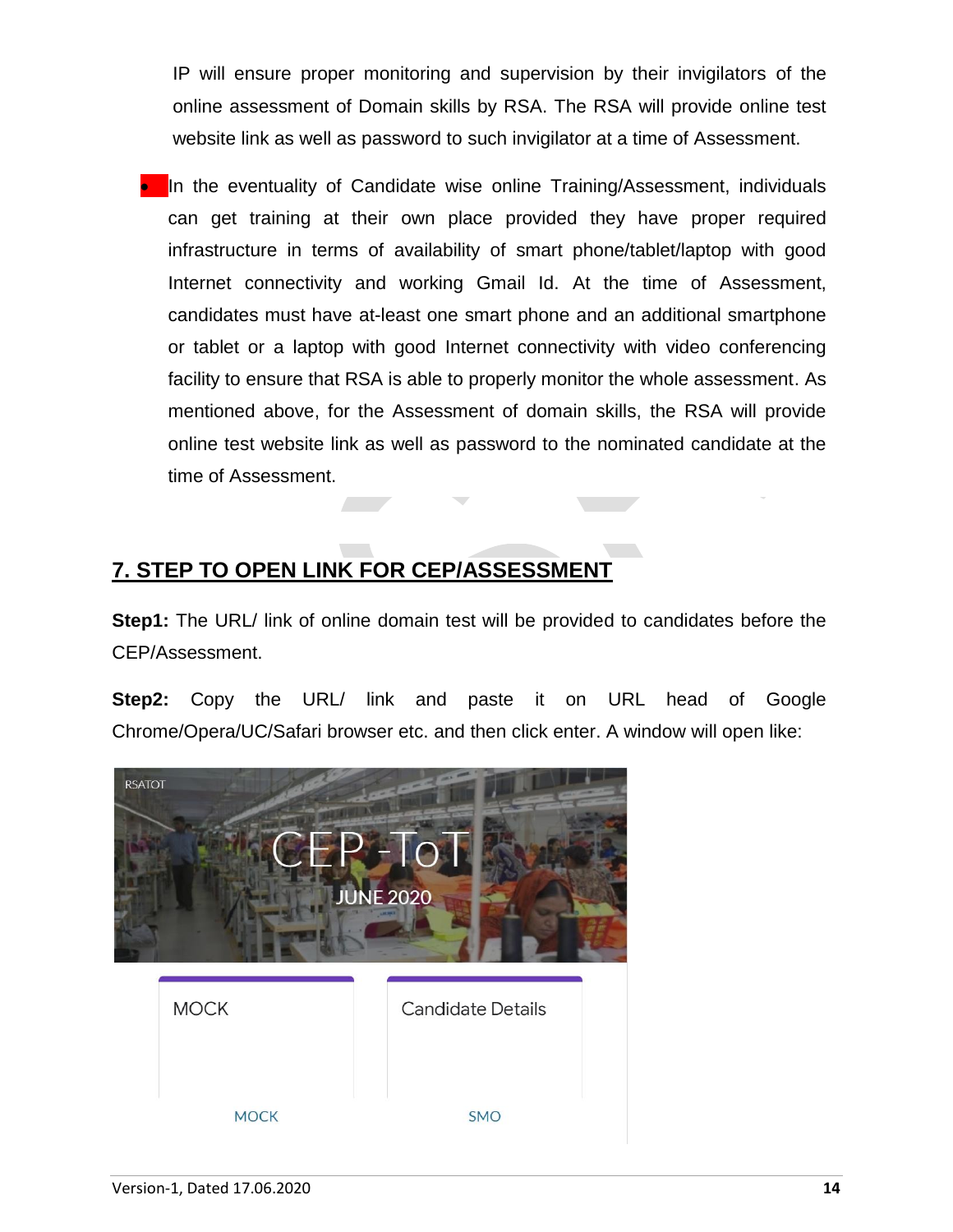IP will ensure proper monitoring and supervision by their invigilators of the online assessment of Domain skills by RSA. The RSA will provide online test website link as well as password to such invigilator at a time of Assessment.

- In the eventuality of Candidate wise online Training/Assessment, individuals can get training at their own place provided they have proper required infrastructure in terms of availability of smart phone/tablet/laptop with good Internet connectivity and working Gmail Id. At the time of Assessment, candidates must have at-least one smart phone and an additional smartphone or tablet or a laptop with good Internet connectivity with video conferencing facility to ensure that RSA is able to properly monitor the whole assessment. As mentioned above, for the Assessment of domain skills, the RSA will provide online test website link as well as password to the nominated candidate at the time of Assessment.

## 7. STEP TO OPEN LINK FOR CEP/ASSESSMENT

**Step1:** The URL/ link of online domain test will be provided to candidates before the CEP/Assessment.

**Step2:** Copy the URL/ link and paste it on URL head of Google Chrome/Opera/UC/Safari browser etc. and then click enter. A window will open like:

RSATOT

CEP -ToT

JUNE 2020

MOCK

Candidate Details

MOCK

SMO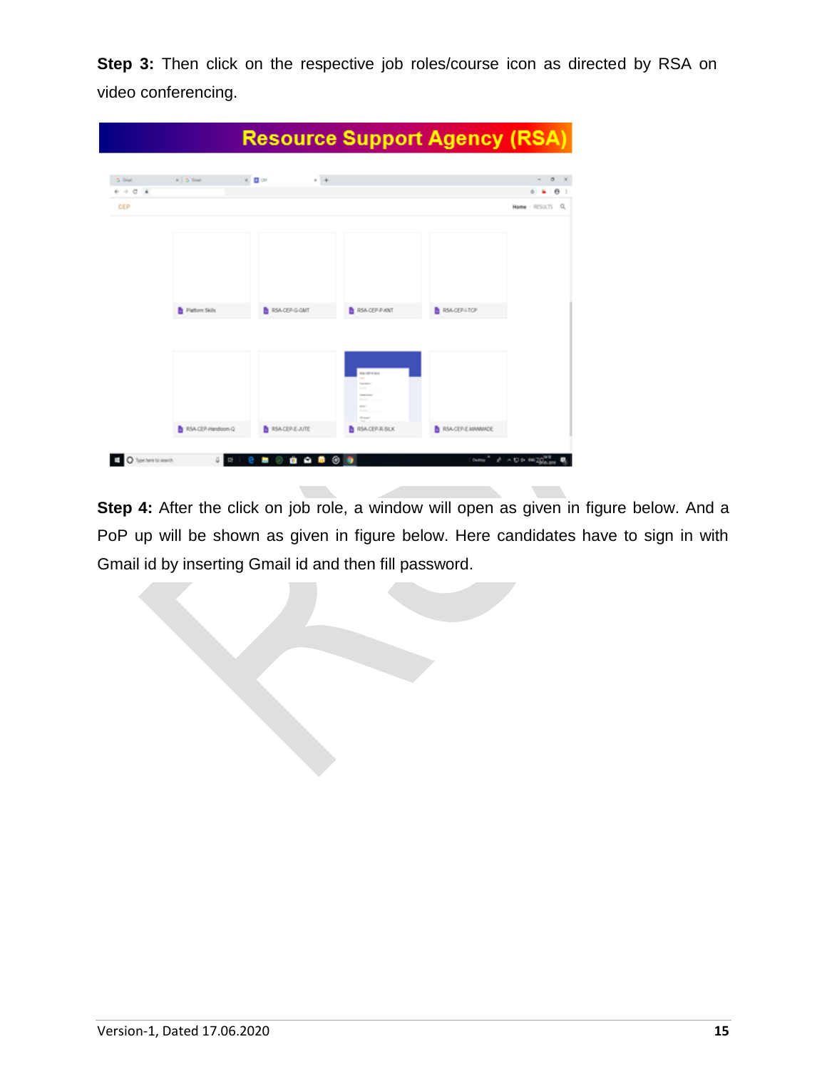**Step 3:** Then click on the respective job roles/course icon as directed by RSA on video conferencing.

**Step 4:** After the click on job role, a window will open as given in figure below. And a PoP up will be shown as given in figure below. Here candidates have to sign in with Gmail id by inserting Gmail id and then fill password.

Version-1, Dated 17.06.2020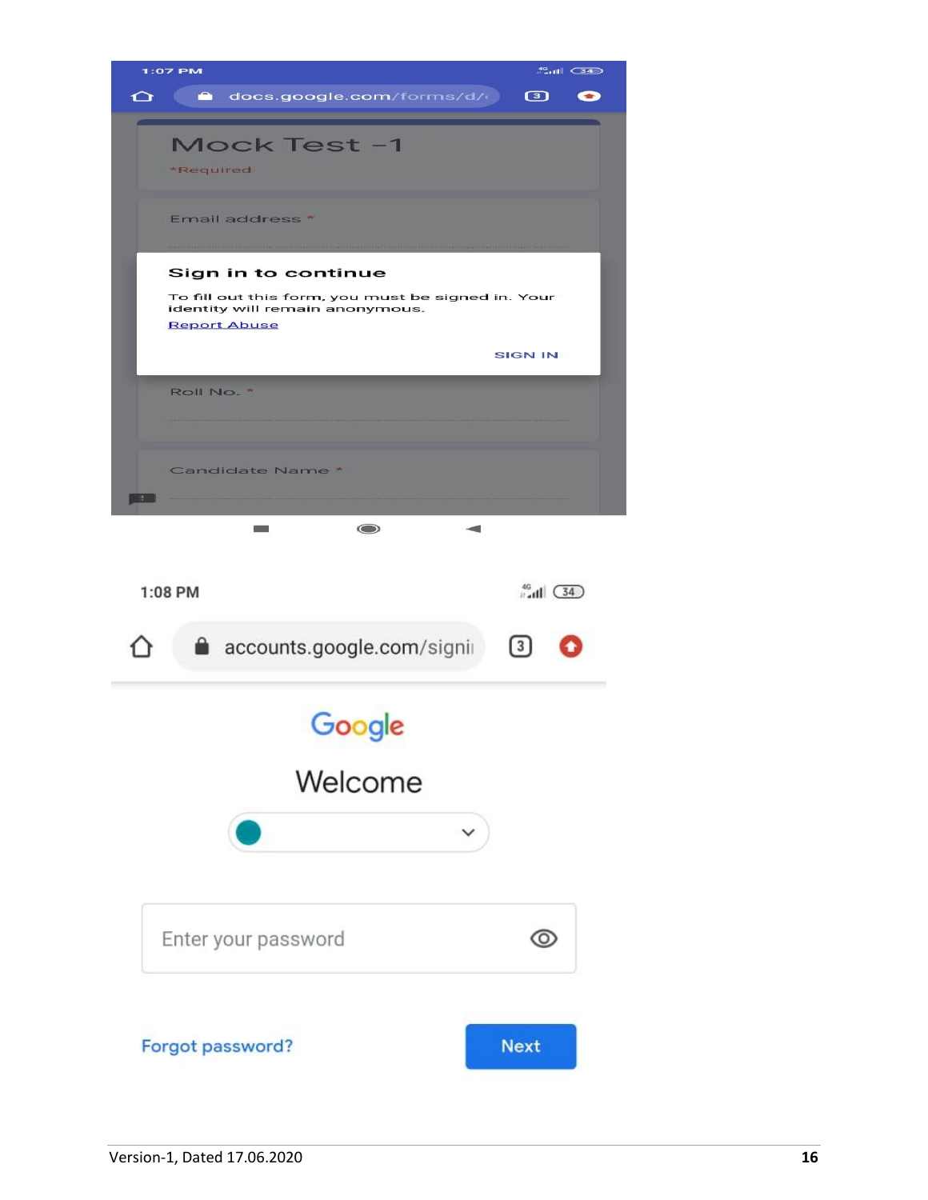1:07 PM

docs.google.com/forms/d/

# Mock Test -1

*Required

Email address *

**Sign in to continue**

To fill out this form, you must be signed in. Your identity will remain anonymous.

Report Abuse

SIGN IN

Roll No. *

Candidate Name *

1:08 PM

accounts.google.com/signi

Google

Welcome

Enter your password

Forgot password?

Next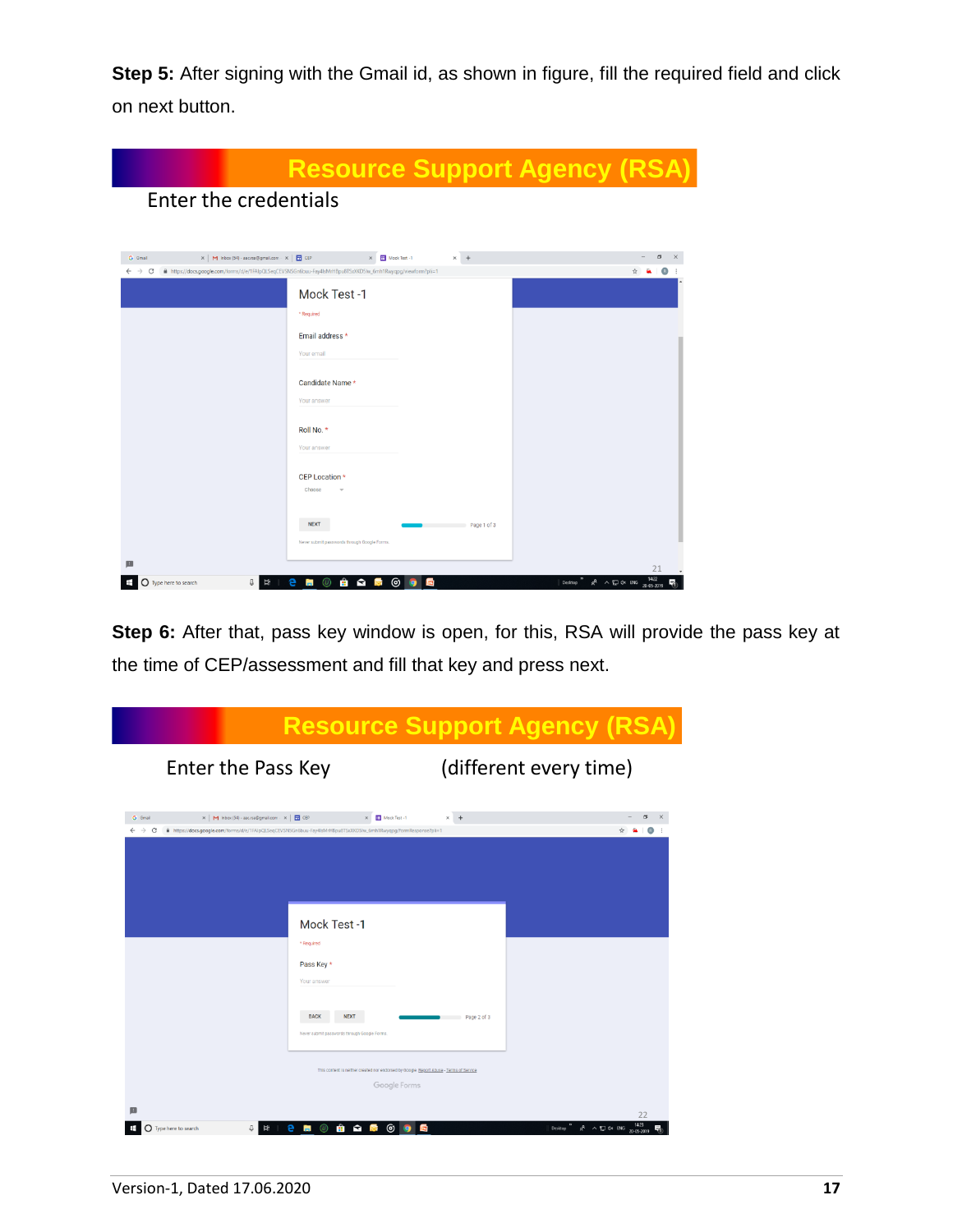**Step 5:** After signing with the Gmail id, as shown in figure, fill the required field and click on next button.

**Resource Support Agency (RSA)**

Enter the credentials

Mock Test -1

* Required

Email address *

Your email

Candidate Name *

Your answer

Roll No. *

Your answer

CEP Location *

Choose

NEXT

Page 1 of 3

Never submit passwords through Google Forms.

**Step 6:** After that, pass key window is open, for this, RSA will provide the pass key at the time of CEP/assessment and fill that key and press next.

**Resource Support Agency (RSA)**

Enter the Pass Key (different every time)

Mock Test -1

* Required

Pass Key *

Your answer

BACK NEXT

Page 2 of 3

Never submit passwords through Google Forms.

This content is neither created nor endorsed by Google. Report Abuse - Terms of Service

Google Forms

Version-1, Dated 17.06.2020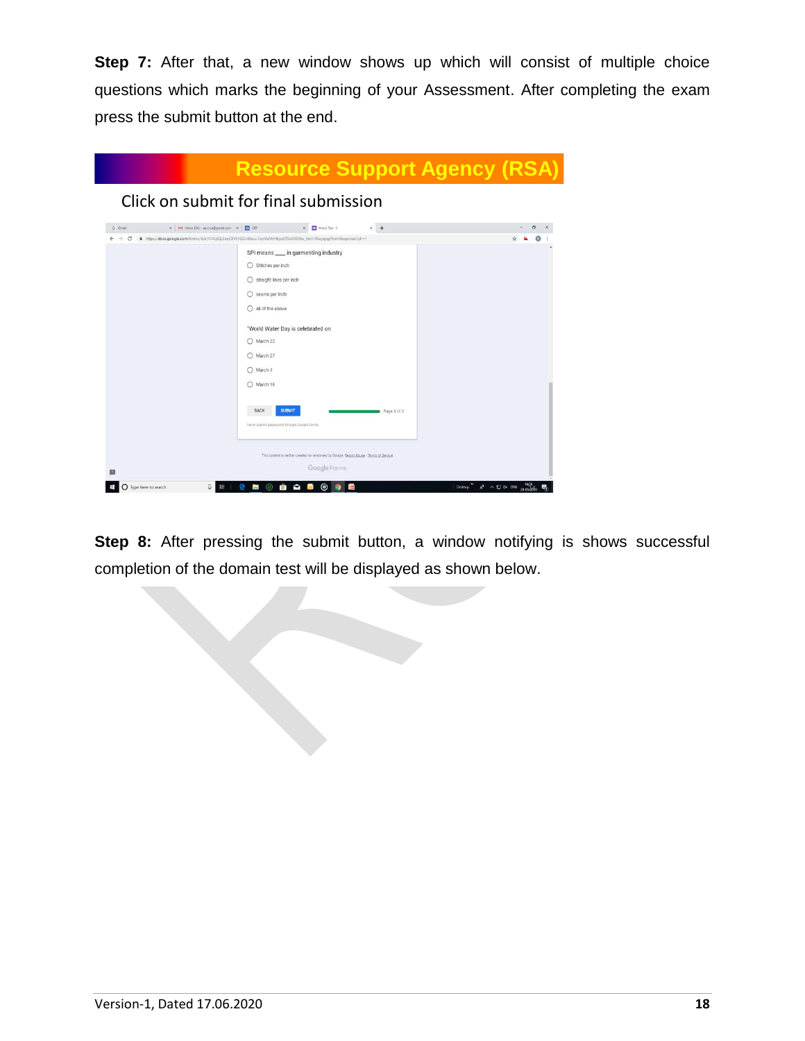**Step 7:** After that, a new window shows up which will consist of multiple choice questions which marks the beginning of your Assessment. After completing the exam press the submit button at the end.

Resource Support Agency (RSA)

Click on submit for final submission

SPI means ___ in garmenting industry

- Stitches per inch
- straight lines per inch
- seams per inch
- all of the above

"World Water Day is celebrated on

- March 22
- March 27
- March 4
- March 16

BACK SUBMIT Page 3 of 3

**Step 8:** After pressing the submit button, a window notifying is shows successful completion of the domain test will be displayed as shown below.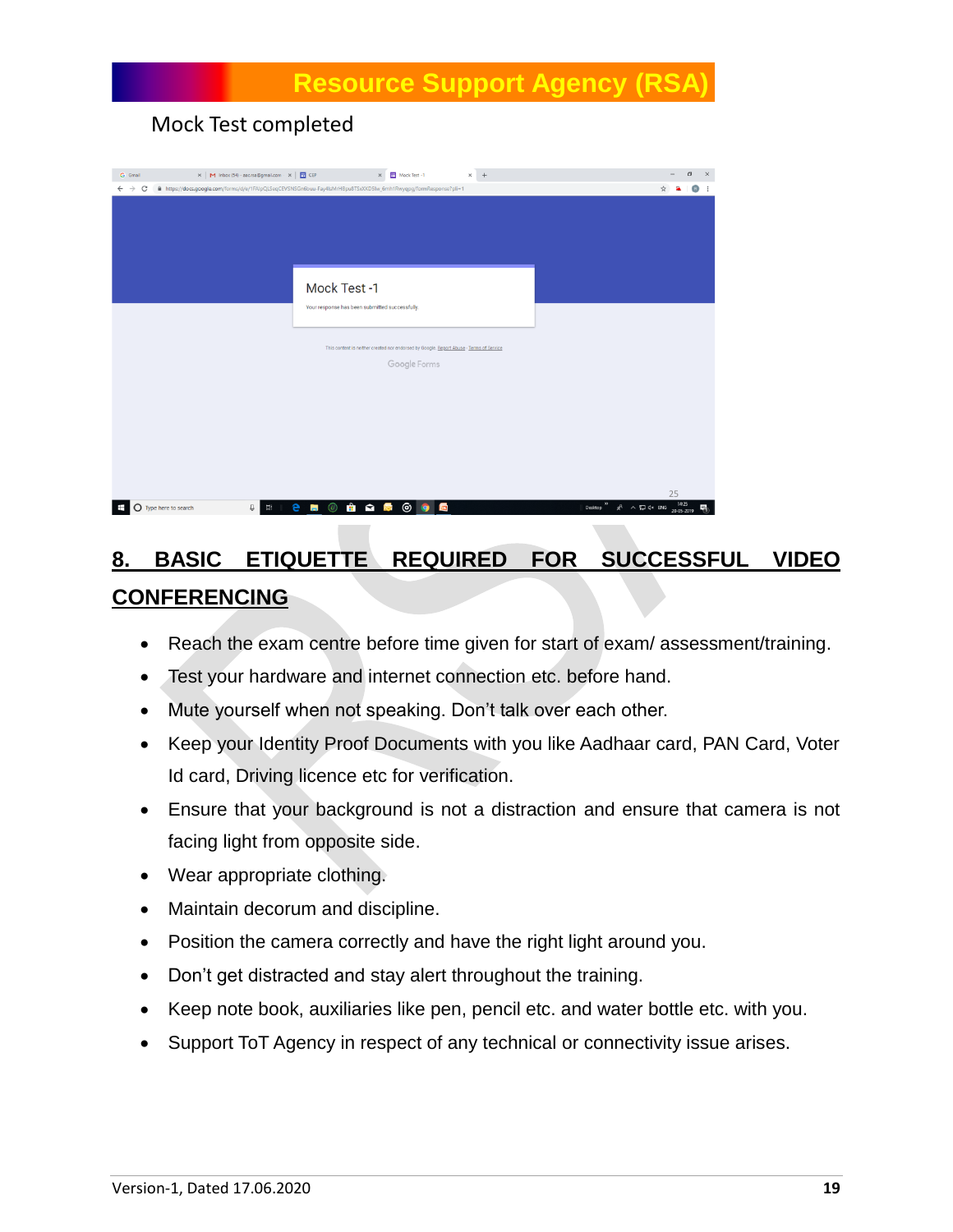Mock Test completed

## 8. BASIC ETIQUETTE REQUIRED FOR SUCCESSFUL VIDEO CONFERENCING

- Reach the exam centre before time given for start of exam/ assessment/training.
- Test your hardware and internet connection etc. before hand.
- Mute yourself when not speaking. Don't talk over each other.
- Keep your Identity Proof Documents with you like Aadhaar card, PAN Card, Voter Id card, Driving licence etc for verification.
- Ensure that your background is not a distraction and ensure that camera is not facing light from opposite side.
- Wear appropriate clothing.
- Maintain decorum and discipline.
- Position the camera correctly and have the right light around you.
- Don't get distracted and stay alert throughout the training.
- Keep note book, auxiliaries like pen, pencil etc. and water bottle etc. with you.
- Support ToT Agency in respect of any technical or connectivity issue arises.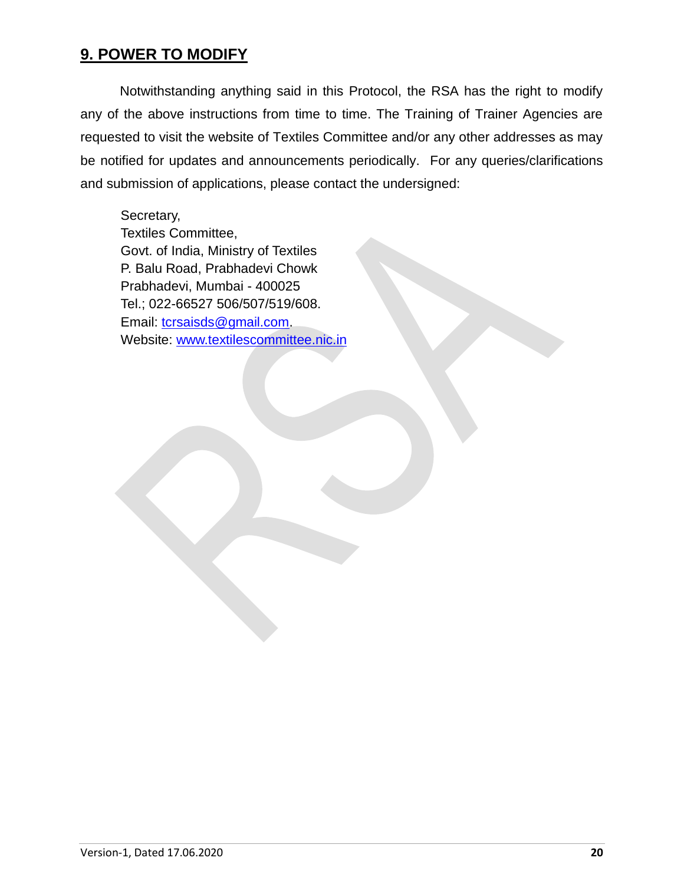## 9. POWER TO MODIFY

Notwithstanding anything said in this Protocol, the RSA has the right to modify any of the above instructions from time to time. The Training of Trainer Agencies are requested to visit the website of Textiles Committee and/or any other addresses as may be notified for updates and announcements periodically. For any queries/clarifications and submission of applications, please contact the undersigned:

Secretary,
Textiles Committee,
Govt. of India, Ministry of Textiles
P. Balu Road, Prabhadevi Chowk
Prabhadevi, Mumbai - 400025
Tel.; 022-66527 506/507/519/608.
Email: tcrsaisds@gmail.com.
Website: www.textilescommittee.nic.in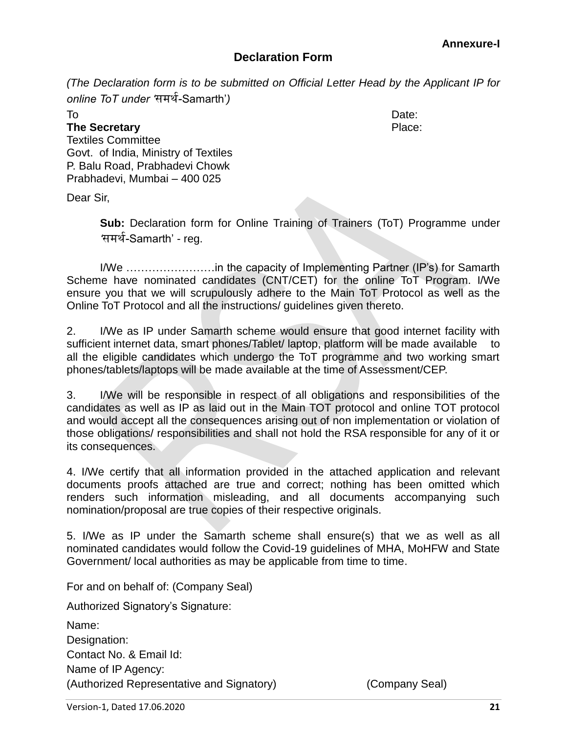**Annexure-I**

## Declaration Form

*(The Declaration form is to be submitted on Official Letter Head by the Applicant IP for online ToT under 'समर्थ-Samarth')*

To
**The Secretary**
Textiles Committee
Govt. of India, Ministry of Textiles
P. Balu Road, Prabhadevi Chowk
Prabhadevi, Mumbai – 400 025

Date:
Place:

Dear Sir,

**Sub:** Declaration form for Online Training of Trainers (ToT) Programme under 'समर्थ-Samarth' - reg.

I/We ……………………in the capacity of Implementing Partner (IP's) for Samarth Scheme have nominated candidates (CNT/CET) for the online ToT Program. I/We ensure you that we will scrupulously adhere to the Main ToT Protocol as well as the Online ToT Protocol and all the instructions/ guidelines given thereto.

2. I/We as IP under Samarth scheme would ensure that good internet facility with sufficient internet data, smart phones/Tablet/ laptop, platform will be made available to all the eligible candidates which undergo the ToT programme and two working smart phones/tablets/laptops will be made available at the time of Assessment/CEP.

3. I/We will be responsible in respect of all obligations and responsibilities of the candidates as well as IP as laid out in the Main TOT protocol and online TOT protocol and would accept all the consequences arising out of non implementation or violation of those obligations/ responsibilities and shall not hold the RSA responsible for any of it or its consequences.

4. I/We certify that all information provided in the attached application and relevant documents proofs attached are true and correct; nothing has been omitted which renders such information misleading, and all documents accompanying such nomination/proposal are true copies of their respective originals.

5. I/We as IP under the Samarth scheme shall ensure(s) that we as well as all nominated candidates would follow the Covid-19 guidelines of MHA, MoHFW and State Government/ local authorities as may be applicable from time to time.

For and on behalf of: (Company Seal)

Authorized Signatory's Signature:

Name:
Designation:
Contact No. & Email Id:
Name of IP Agency:
(Authorized Representative and Signatory) (Company Seal)

Version-1, Dated 17.06.2020